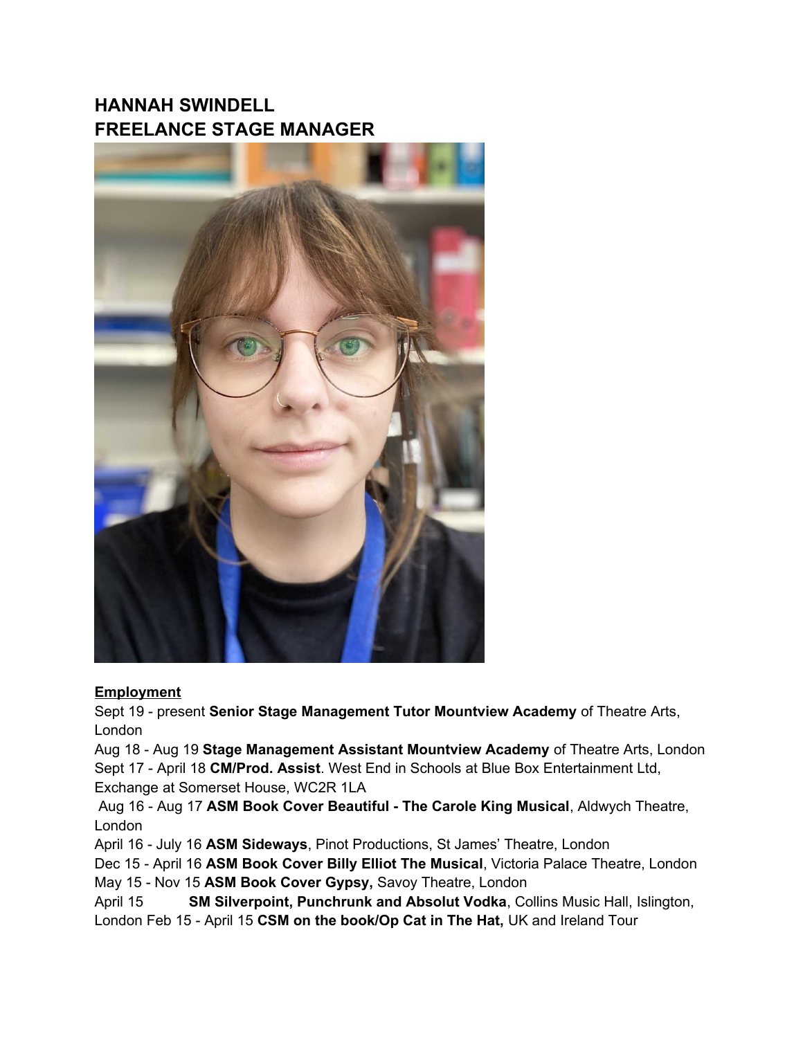# HANNAH SWINDELL
# FREELANCE STAGE MANAGER

**Employment**

Sept 19 - present **Senior Stage Management Tutor Mountview Academy** of Theatre Arts, London

Aug 18 - Aug 19 **Stage Management Assistant Mountview Academy** of Theatre Arts, London

Sept 17 - April 18 **CM/Prod. Assist**. West End in Schools at Blue Box Entertainment Ltd, Exchange at Somerset House, WC2R 1LA

Aug 16 - Aug 17 **ASM Book Cover Beautiful - The Carole King Musical**, Aldwych Theatre, London

April 16 - July 16 **ASM Sideways**, Pinot Productions, St James' Theatre, London

Dec 15 - April 16 **ASM Book Cover Billy Elliot The Musical**, Victoria Palace Theatre, London

May 15 - Nov 15 **ASM Book Cover Gypsy,** Savoy Theatre, London

April 15 **SM Silverpoint, Punchrunk and Absolut Vodka**, Collins Music Hall, Islington, London

Feb 15 - April 15 **CSM on the book/Op Cat in The Hat,** UK and Ireland Tour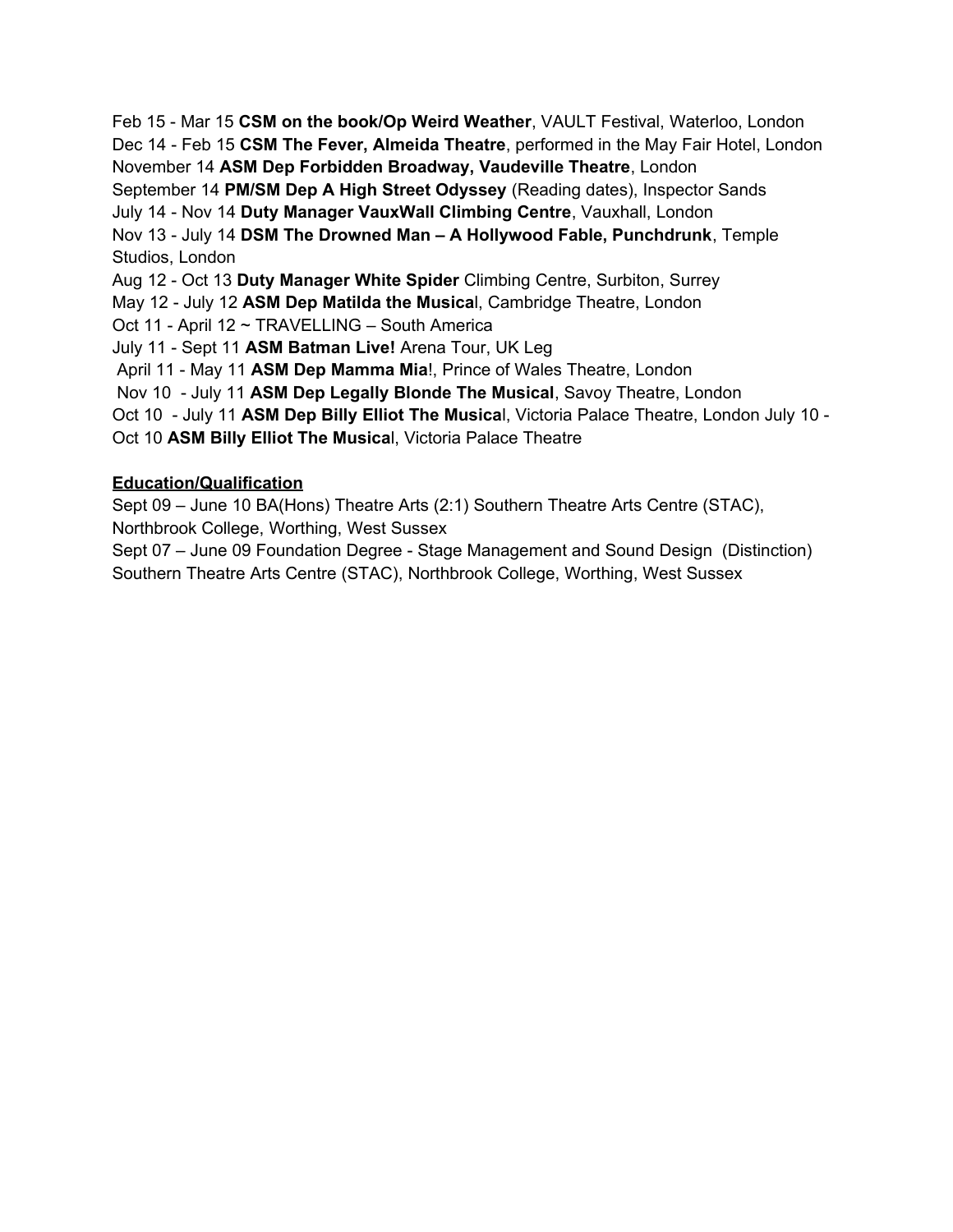Feb 15 - Mar 15 **CSM on the book/Op Weird Weather**, VAULT Festival, Waterloo, London
Dec 14 - Feb 15 **CSM The Fever, Almeida Theatre**, performed in the May Fair Hotel, London
November 14 **ASM Dep Forbidden Broadway, Vaudeville Theatre**, London
September 14 **PM/SM Dep A High Street Odyssey** (Reading dates), Inspector Sands
July 14 - Nov 14 **Duty Manager VauxWall Climbing Centre**, Vauxhall, London
Nov 13 - July 14 **DSM The Drowned Man – A Hollywood Fable, Punchdrunk**, Temple Studios, London
Aug 12 - Oct 13 **Duty Manager White Spider** Climbing Centre, Surbiton, Surrey
May 12 - July 12 **ASM Dep Matilda the Musica**l, Cambridge Theatre, London
Oct 11 - April 12 ~ TRAVELLING – South America
July 11 - Sept 11 **ASM Batman Live!** Arena Tour, UK Leg
April 11 - May 11 **ASM Dep Mamma Mia**!, Prince of Wales Theatre, London
Nov 10 - July 11 **ASM Dep Legally Blonde The Musical**, Savoy Theatre, London
Oct 10 - July 11 **ASM Dep Billy Elliot The Musica**l, Victoria Palace Theatre, London July 10 - Oct 10 **ASM Billy Elliot The Musica**l, Victoria Palace Theatre

**Education/Qualification**

Sept 09 – June 10 BA(Hons) Theatre Arts (2:1) Southern Theatre Arts Centre (STAC), Northbrook College, Worthing, West Sussex
Sept 07 – June 09 Foundation Degree - Stage Management and Sound Design (Distinction) Southern Theatre Arts Centre (STAC), Northbrook College, Worthing, West Sussex